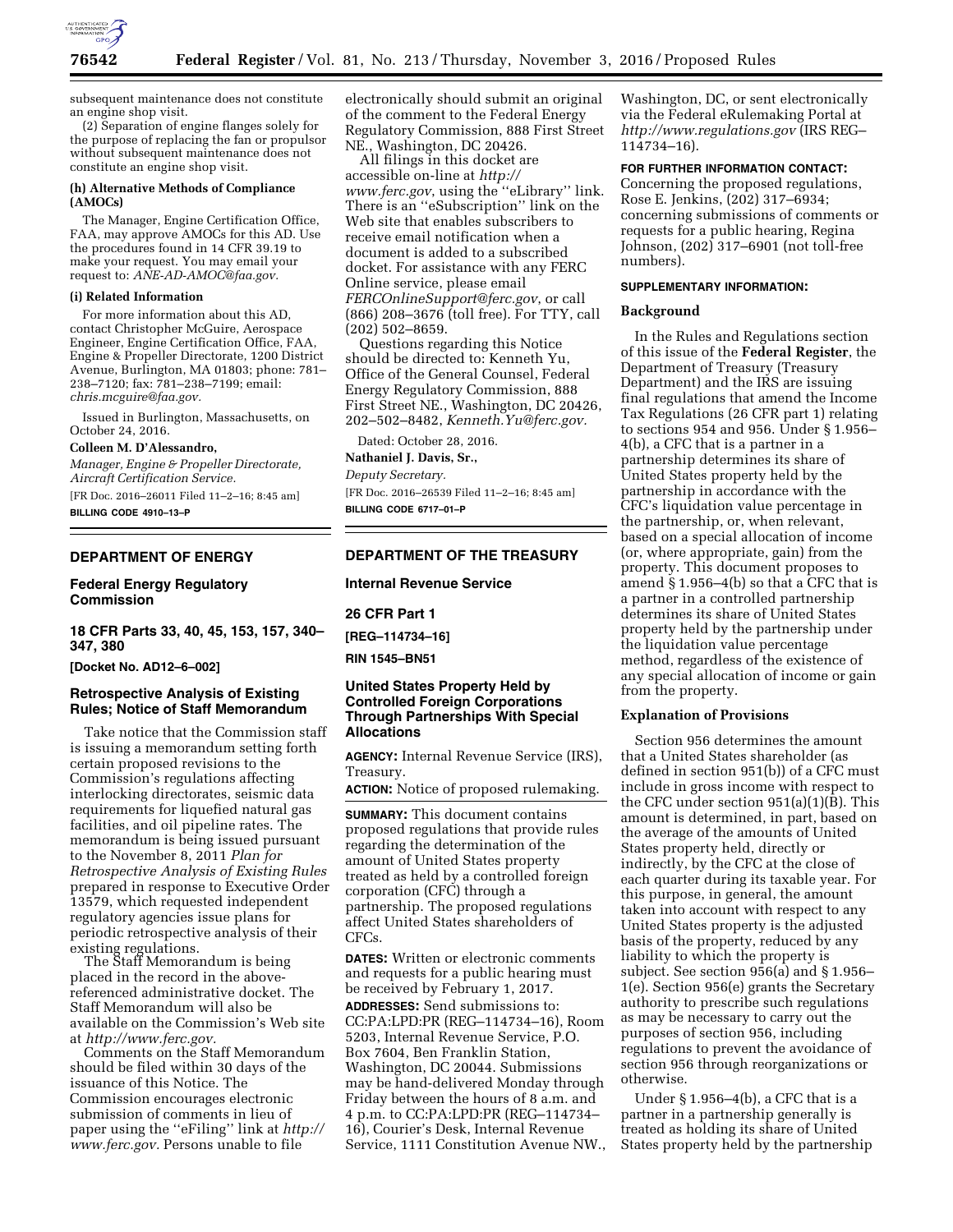subsequent maintenance does not constitute an engine shop visit.

(2) Separation of engine flanges solely for the purpose of replacing the fan or propulsor without subsequent maintenance does not constitute an engine shop visit.

**(h) Alternative Methods of Compliance (AMOCs)**

The Manager, Engine Certification Office, FAA, may approve AMOCs for this AD. Use the procedures found in 14 CFR 39.19 to make your request. You may email your request to: *ANE-AD-AMOC@faa.gov.*

**(i) Related Information**

For more information about this AD, contact Christopher McGuire, Aerospace Engineer, Engine Certification Office, FAA, Engine & Propeller Directorate, 1200 District Avenue, Burlington, MA 01803; phone: 781–238–7120; fax: 781–238–7199; email: *chris.mcguire@faa.gov.*

Issued in Burlington, Massachusetts, on October 24, 2016.

**Colleen M. D'Alessandro,**

*Manager, Engine & Propeller Directorate, Aircraft Certification Service.*

[FR Doc. 2016–26011 Filed 11–2–16; 8:45 am]

**BILLING CODE 4910–13–P**

## DEPARTMENT OF ENERGY

### Federal Energy Regulatory Commission

### 18 CFR Parts 33, 40, 45, 153, 157, 340–347, 380

**[Docket No. AD12–6–002]**

### Retrospective Analysis of Existing Rules; Notice of Staff Memorandum

Take notice that the Commission staff is issuing a memorandum setting forth certain proposed revisions to the Commission's regulations affecting interlocking directorates, seismic data requirements for liquefied natural gas facilities, and oil pipeline rates. The memorandum is being issued pursuant to the November 8, 2011 *Plan for Retrospective Analysis of Existing Rules* prepared in response to Executive Order 13579, which requested independent regulatory agencies issue plans for periodic retrospective analysis of their existing regulations.

The Staff Memorandum is being placed in the record in the above-referenced administrative docket. The Staff Memorandum will also be available on the Commission's Web site at *http://www.ferc.gov.*

Comments on the Staff Memorandum should be filed within 30 days of the issuance of this Notice. The Commission encourages electronic submission of comments in lieu of paper using the ''eFiling'' link at *http://www.ferc.gov.* Persons unable to file electronically should submit an original of the comment to the Federal Energy Regulatory Commission, 888 First Street NE., Washington, DC 20426.

All filings in this docket are accessible on-line at *http://www.ferc.gov*, using the ''eLibrary'' link. There is an ''eSubscription'' link on the Web site that enables subscribers to receive email notification when a document is added to a subscribed docket. For assistance with any FERC Online service, please email *FERCOnlineSupport@ferc.gov*, or call (866) 208–3676 (toll free). For TTY, call (202) 502–8659.

Questions regarding this Notice should be directed to: Kenneth Yu, Office of the General Counsel, Federal Energy Regulatory Commission, 888 First Street NE., Washington, DC 20426, 202–502–8482, *Kenneth.Yu@ferc.gov.*

Dated: October 28, 2016.

**Nathaniel J. Davis, Sr.,**

*Deputy Secretary.*

[FR Doc. 2016–26539 Filed 11–2–16; 8:45 am]

**BILLING CODE 6717–01–P**

## DEPARTMENT OF THE TREASURY

### Internal Revenue Service

### 26 CFR Part 1

**[REG–114734–16]**

**RIN 1545–BN51**

### United States Property Held by Controlled Foreign Corporations Through Partnerships With Special Allocations

**AGENCY:** Internal Revenue Service (IRS), Treasury.

**ACTION:** Notice of proposed rulemaking.

**SUMMARY:** This document contains proposed regulations that provide rules regarding the determination of the amount of United States property treated as held by a controlled foreign corporation (CFC) through a partnership. The proposed regulations affect United States shareholders of CFCs.

**DATES:** Written or electronic comments and requests for a public hearing must be received by February 1, 2017.

**ADDRESSES:** Send submissions to: CC:PA:LPD:PR (REG–114734–16), Room 5203, Internal Revenue Service, P.O. Box 7604, Ben Franklin Station, Washington, DC 20044. Submissions may be hand-delivered Monday through Friday between the hours of 8 a.m. and 4 p.m. to CC:PA:LPD:PR (REG–114734–16), Courier's Desk, Internal Revenue Service, 1111 Constitution Avenue NW., Washington, DC, or sent electronically via the Federal eRulemaking Portal at *http://www.regulations.gov* (IRS REG–114734–16).

**FOR FURTHER INFORMATION CONTACT:** Concerning the proposed regulations, Rose E. Jenkins, (202) 317–6934; concerning submissions of comments or requests for a public hearing, Regina Johnson, (202) 317–6901 (not toll-free numbers).

**SUPPLEMENTARY INFORMATION:**

#### Background

In the Rules and Regulations section of this issue of the **Federal Register**, the Department of Treasury (Treasury Department) and the IRS are issuing final regulations that amend the Income Tax Regulations (26 CFR part 1) relating to sections 954 and 956. Under § 1.956–4(b), a CFC that is a partner in a partnership determines its share of United States property held by the partnership in accordance with the CFC's liquidation value percentage in the partnership, or, when relevant, based on a special allocation of income (or, where appropriate, gain) from the property. This document proposes to amend § 1.956–4(b) so that a CFC that is a partner in a controlled partnership determines its share of United States property held by the partnership under the liquidation value percentage method, regardless of the existence of any special allocation of income or gain from the property.

#### Explanation of Provisions

Section 956 determines the amount that a United States shareholder (as defined in section 951(b)) of a CFC must include in gross income with respect to the CFC under section 951(a)(1)(B). This amount is determined, in part, based on the average of the amounts of United States property held, directly or indirectly, by the CFC at the close of each quarter during its taxable year. For this purpose, in general, the amount taken into account with respect to any United States property is the adjusted basis of the property, reduced by any liability to which the property is subject. See section 956(a) and § 1.956–1(e). Section 956(e) grants the Secretary authority to prescribe such regulations as may be necessary to carry out the purposes of section 956, including regulations to prevent the avoidance of section 956 through reorganizations or otherwise.

Under § 1.956–4(b), a CFC that is a partner in a partnership generally is treated as holding its share of United States property held by the partnership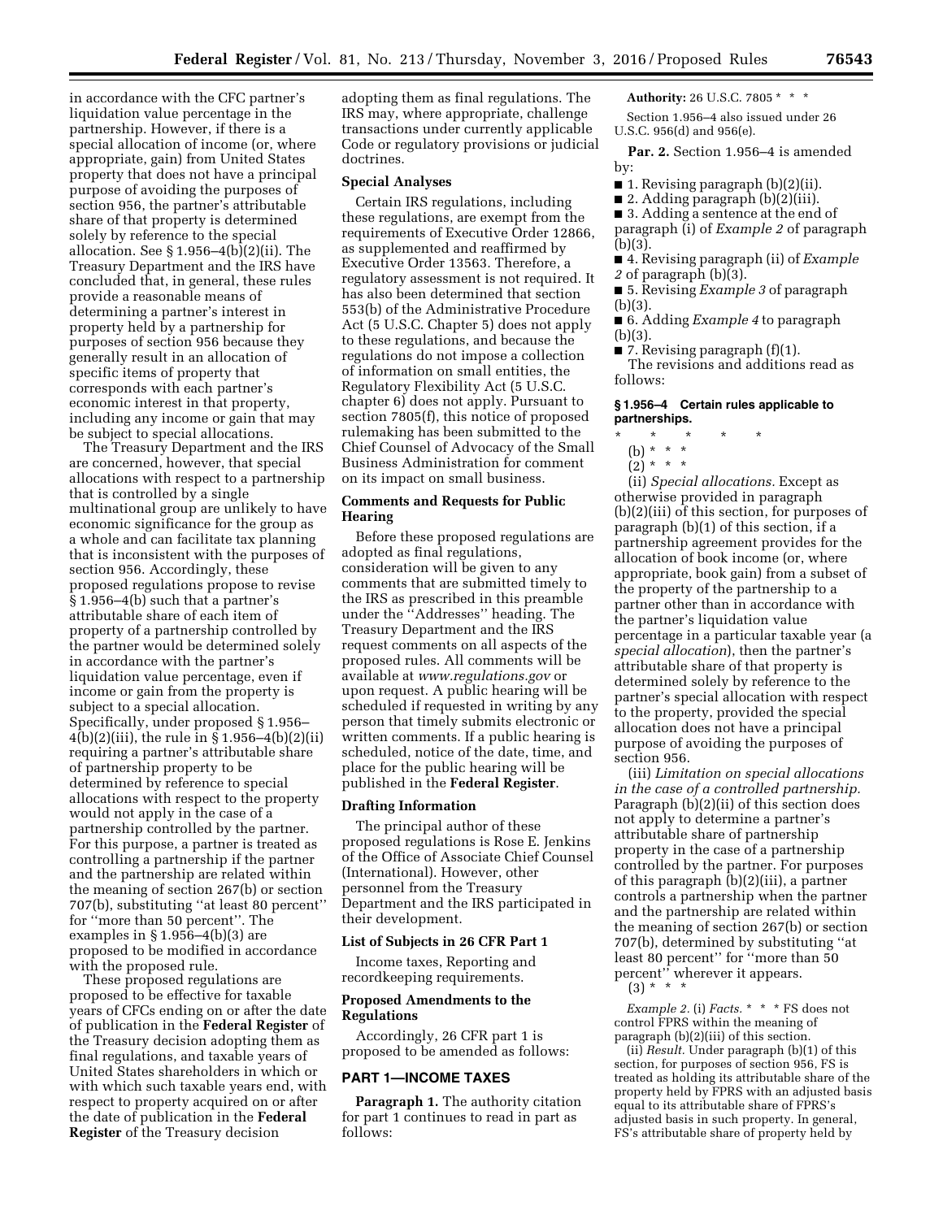in accordance with the CFC partner's liquidation value percentage in the partnership. However, if there is a special allocation of income (or, where appropriate, gain) from United States property that does not have a principal purpose of avoiding the purposes of section 956, the partner's attributable share of that property is determined solely by reference to the special allocation. See § 1.956–4(b)(2)(ii). The Treasury Department and the IRS have concluded that, in general, these rules provide a reasonable means of determining a partner's interest in property held by a partnership for purposes of section 956 because they generally result in an allocation of specific items of property that corresponds with each partner's economic interest in that property, including any income or gain that may be subject to special allocations.

The Treasury Department and the IRS are concerned, however, that special allocations with respect to a partnership that is controlled by a single multinational group are unlikely to have economic significance for the group as a whole and can facilitate tax planning that is inconsistent with the purposes of section 956. Accordingly, these proposed regulations propose to revise § 1.956–4(b) such that a partner's attributable share of each item of property of a partnership controlled by the partner would be determined solely in accordance with the partner's liquidation value percentage, even if income or gain from the property is subject to a special allocation. Specifically, under proposed § 1.956–4(b)(2)(iii), the rule in § 1.956–4(b)(2)(ii) requiring a partner's attributable share of partnership property to be determined by reference to special allocations with respect to the property would not apply in the case of a partnership controlled by the partner. For this purpose, a partner is treated as controlling a partnership if the partner and the partnership are related within the meaning of section 267(b) or section 707(b), substituting ''at least 80 percent'' for ''more than 50 percent''. The examples in § 1.956–4(b)(3) are proposed to be modified in accordance with the proposed rule.

These proposed regulations are proposed to be effective for taxable years of CFCs ending on or after the date of publication in the **Federal Register** of the Treasury decision adopting them as final regulations, and taxable years of United States shareholders in which or with which such taxable years end, with respect to property acquired on or after the date of publication in the **Federal Register** of the Treasury decision adopting them as final regulations. The IRS may, where appropriate, challenge transactions under currently applicable Code or regulatory provisions or judicial doctrines.

## Special Analyses

Certain IRS regulations, including these regulations, are exempt from the requirements of Executive Order 12866, as supplemented and reaffirmed by Executive Order 13563. Therefore, a regulatory assessment is not required. It has also been determined that section 553(b) of the Administrative Procedure Act (5 U.S.C. Chapter 5) does not apply to these regulations, and because the regulations do not impose a collection of information on small entities, the Regulatory Flexibility Act (5 U.S.C. chapter 6) does not apply. Pursuant to section 7805(f), this notice of proposed rulemaking has been submitted to the Chief Counsel of Advocacy of the Small Business Administration for comment on its impact on small business.

## Comments and Requests for Public Hearing

Before these proposed regulations are adopted as final regulations, consideration will be given to any comments that are submitted timely to the IRS as prescribed in this preamble under the ''Addresses'' heading. The Treasury Department and the IRS request comments on all aspects of the proposed rules. All comments will be available at *www.regulations.gov* or upon request. A public hearing will be scheduled if requested in writing by any person that timely submits electronic or written comments. If a public hearing is scheduled, notice of the date, time, and place for the public hearing will be published in the **Federal Register**.

## Drafting Information

The principal author of these proposed regulations is Rose E. Jenkins of the Office of Associate Chief Counsel (International). However, other personnel from the Treasury Department and the IRS participated in their development.

## List of Subjects in 26 CFR Part 1

Income taxes, Reporting and recordkeeping requirements.

## Proposed Amendments to the Regulations

Accordingly, 26 CFR part 1 is proposed to be amended as follows:

## PART 1—INCOME TAXES

**Paragraph 1.** The authority citation for part 1 continues to read in part as follows:

**Authority:** 26 U.S.C. 7805 * * *

Section 1.956–4 also issued under 26 U.S.C. 956(d) and 956(e).

**Par. 2.** Section 1.956–4 is amended by:

- 1. Revising paragraph (b)(2)(ii).
- 2. Adding paragraph (b)(2)(iii).
- 3. Adding a sentence at the end of paragraph (i) of *Example 2* of paragraph (b)(3).
- 4. Revising paragraph (ii) of *Example 2* of paragraph (b)(3).
- 5. Revising *Example 3* of paragraph (b)(3).
- 6. Adding *Example 4* to paragraph (b)(3).
- 7. Revising paragraph (f)(1).

The revisions and additions read as follows:

### § 1.956–4 Certain rules applicable to partnerships.

\* \* \* \* \*

(b) * * *

(2) * * *

(ii) *Special allocations.* Except as otherwise provided in paragraph (b)(2)(iii) of this section, for purposes of paragraph (b)(1) of this section, if a partnership agreement provides for the allocation of book income (or, where appropriate, book gain) from a subset of the property of the partnership to a partner other than in accordance with the partner's liquidation value percentage in a particular taxable year (a *special allocation*), then the partner's attributable share of that property is determined solely by reference to the partner's special allocation with respect to the property, provided the special allocation does not have a principal purpose of avoiding the purposes of section 956.

(iii) *Limitation on special allocations in the case of a controlled partnership.* Paragraph (b)(2)(ii) of this section does not apply to determine a partner's attributable share of partnership property in the case of a partnership controlled by the partner. For purposes of this paragraph (b)(2)(iii), a partner controls a partnership when the partner and the partnership are related within the meaning of section 267(b) or section 707(b), determined by substituting ''at least 80 percent'' for ''more than 50 percent'' wherever it appears.

(3) * * *

*Example 2.* (i) *Facts.* * * * FS does not control FPRS within the meaning of paragraph (b)(2)(iii) of this section.

(ii) *Result.* Under paragraph (b)(1) of this section, for purposes of section 956, FS is treated as holding its attributable share of the property held by FPRS with an adjusted basis equal to its attributable share of FPRS's adjusted basis in such property. In general, FS's attributable share of property held by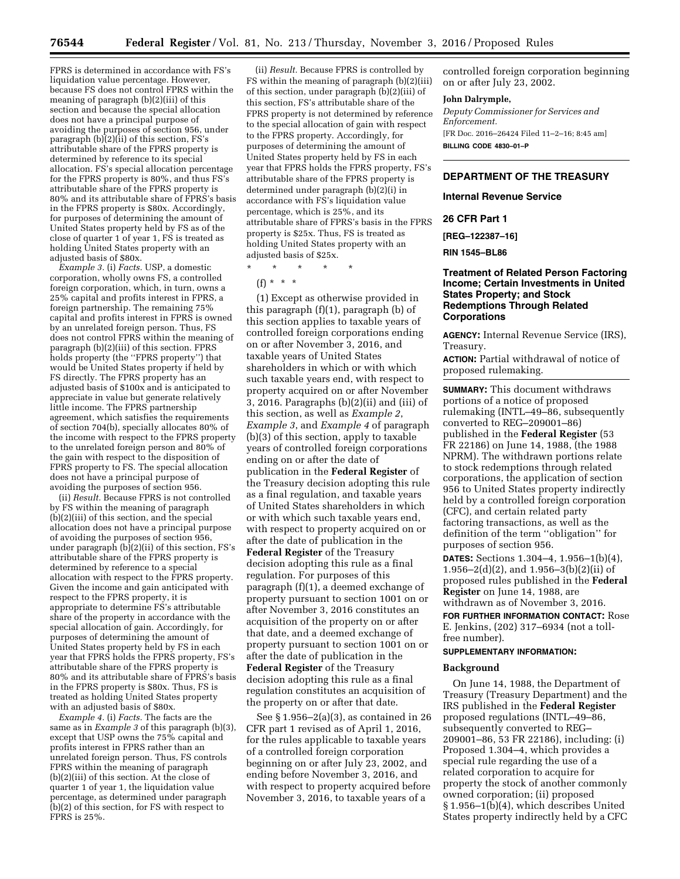FPRS is determined in accordance with FS's liquidation value percentage. However, because FS does not control FPRS within the meaning of paragraph (b)(2)(iii) of this section and because the special allocation does not have a principal purpose of avoiding the purposes of section 956, under paragraph (b)(2)(ii) of this section, FS's attributable share of the FPRS property is determined by reference to its special allocation. FS's special allocation percentage for the FPRS property is 80%, and thus FS's attributable share of the FPRS property is 80% and its attributable share of FPRS's basis in the FPRS property is $80x. Accordingly, for purposes of determining the amount of United States property held by FS as of the close of quarter 1 of year 1, FS is treated as holding United States property with an adjusted basis of $80x.

*Example 3.* (i) *Facts.* USP, a domestic corporation, wholly owns FS, a controlled foreign corporation, which, in turn, owns a 25% capital and profits interest in FPRS, a foreign partnership. The remaining 75% capital and profits interest in FPRS is owned by an unrelated foreign person. Thus, FS does not control FPRS within the meaning of paragraph (b)(2)(iii) of this section. FPRS holds property (the "FPRS property") that would be United States property if held by FS directly. The FPRS property has an adjusted basis of $100x and is anticipated to appreciate in value but generate relatively little income. The FPRS partnership agreement, which satisfies the requirements of section 704(b), specially allocates 80% of the income with respect to the FPRS property to the unrelated foreign person and 80% of the gain with respect to the disposition of FPRS property to FS. The special allocation does not have a principal purpose of avoiding the purposes of section 956.

(ii) *Result.* Because FPRS is not controlled by FS within the meaning of paragraph (b)(2)(iii) of this section, and the special allocation does not have a principal purpose of avoiding the purposes of section 956, under paragraph (b)(2)(ii) of this section, FS's attributable share of the FPRS property is determined by reference to a special allocation with respect to the FPRS property. Given the income and gain anticipated with respect to the FPRS property, it is appropriate to determine FS's attributable share of the property in accordance with the special allocation of gain. Accordingly, for purposes of determining the amount of United States property held by FS in each year that FPRS holds the FPRS property, FS's attributable share of the FPRS property is 80% and its attributable share of FPRS's basis in the FPRS property is $80x. Thus, FS is treated as holding United States property with an adjusted basis of $80x.

*Example 4.* (i) *Facts.* The facts are the same as in *Example 3* of this paragraph (b)(3), except that USP owns the 75% capital and profits interest in FPRS rather than an unrelated foreign person. Thus, FS controls FPRS within the meaning of paragraph (b)(2)(iii) of this section. At the close of quarter 1 of year 1, the liquidation value percentage, as determined under paragraph (b)(2) of this section, for FS with respect to FPRS is 25%.

(ii) *Result.* Because FPRS is controlled by FS within the meaning of paragraph (b)(2)(iii) of this section, under paragraph (b)(2)(iii) of this section, FS's attributable share of the FPRS property is not determined by reference to the special allocation of gain with respect to the FPRS property. Accordingly, for purposes of determining the amount of United States property held by FS in each year that FPRS holds the FPRS property, FS's attributable share of the FPRS property is determined under paragraph (b)(2)(i) in accordance with FS's liquidation value percentage, which is 25%, and its attributable share of FPRS's basis in the FPRS property is $25x. Thus, FS is treated as holding United States property with an adjusted basis of $25x.

\* \* \* \* \*

(f) \* \* \*

(1) Except as otherwise provided in this paragraph (f)(1), paragraph (b) of this section applies to taxable years of controlled foreign corporations ending on or after November 3, 2016, and taxable years of United States shareholders in which or with which such taxable years end, with respect to property acquired on or after November 3, 2016. Paragraphs (b)(2)(ii) and (iii) of this section, as well as *Example 2*, *Example 3*, and *Example 4* of paragraph (b)(3) of this section, apply to taxable years of controlled foreign corporations ending on or after the date of publication in the **Federal Register** of the Treasury decision adopting this rule as a final regulation, and taxable years of United States shareholders in which or with which such taxable years end, with respect to property acquired on or after the date of publication in the **Federal Register** of the Treasury decision adopting this rule as a final regulation. For purposes of this paragraph (f)(1), a deemed exchange of property pursuant to section 1001 on or after November 3, 2016 constitutes an acquisition of the property on or after that date, and a deemed exchange of property pursuant to section 1001 on or after the date of publication in the **Federal Register** of the Treasury decision adopting this rule as a final regulation constitutes an acquisition of the property on or after that date.

See § 1.956–2(a)(3), as contained in 26 CFR part 1 revised as of April 1, 2016, for the rules applicable to taxable years of a controlled foreign corporation beginning on or after July 23, 2002, and ending before November 3, 2016, and with respect to property acquired before November 3, 2016, to taxable years of a controlled foreign corporation beginning on or after July 23, 2002.

**John Dalrymple,**

*Deputy Commissioner for Services and Enforcement.*

[FR Doc. 2016–26424 Filed 11–2–16; 8:45 am]

**BILLING CODE 4830–01–P**

---

## DEPARTMENT OF THE TREASURY

### Internal Revenue Service

### 26 CFR Part 1

**[REG–122387–16]**

**RIN 1545–BL86**

### Treatment of Related Person Factoring Income; Certain Investments in United States Property; and Stock Redemptions Through Related Corporations

**AGENCY:** Internal Revenue Service (IRS), Treasury.

**ACTION:** Partial withdrawal of notice of proposed rulemaking.

**SUMMARY:** This document withdraws portions of a notice of proposed rulemaking (INTL–49–86, subsequently converted to REG–209001–86) published in the **Federal Register** (53 FR 22186) on June 14, 1988, (the 1988 NPRM). The withdrawn portions relate to stock redemptions through related corporations, the application of section 956 to United States property indirectly held by a controlled foreign corporation (CFC), and certain related party factoring transactions, as well as the definition of the term "obligation" for purposes of section 956.

**DATES:** Sections 1.304–4, 1.956–1(b)(4), 1.956–2(d)(2), and 1.956–3(b)(2)(ii) of proposed rules published in the **Federal Register** on June 14, 1988, are withdrawn as of November 3, 2016.

**FOR FURTHER INFORMATION CONTACT:** Rose E. Jenkins, (202) 317–6934 (not a toll-free number).

**SUPPLEMENTARY INFORMATION:**

#### Background

On June 14, 1988, the Department of Treasury (Treasury Department) and the IRS published in the **Federal Register** proposed regulations (INTL–49–86, subsequently converted to REG–209001–86, 53 FR 22186), including: (i) Proposed 1.304–4, which provides a special rule regarding the use of a related corporation to acquire for property the stock of another commonly owned corporation; (ii) proposed § 1.956–1(b)(4), which describes United States property indirectly held by a CFC